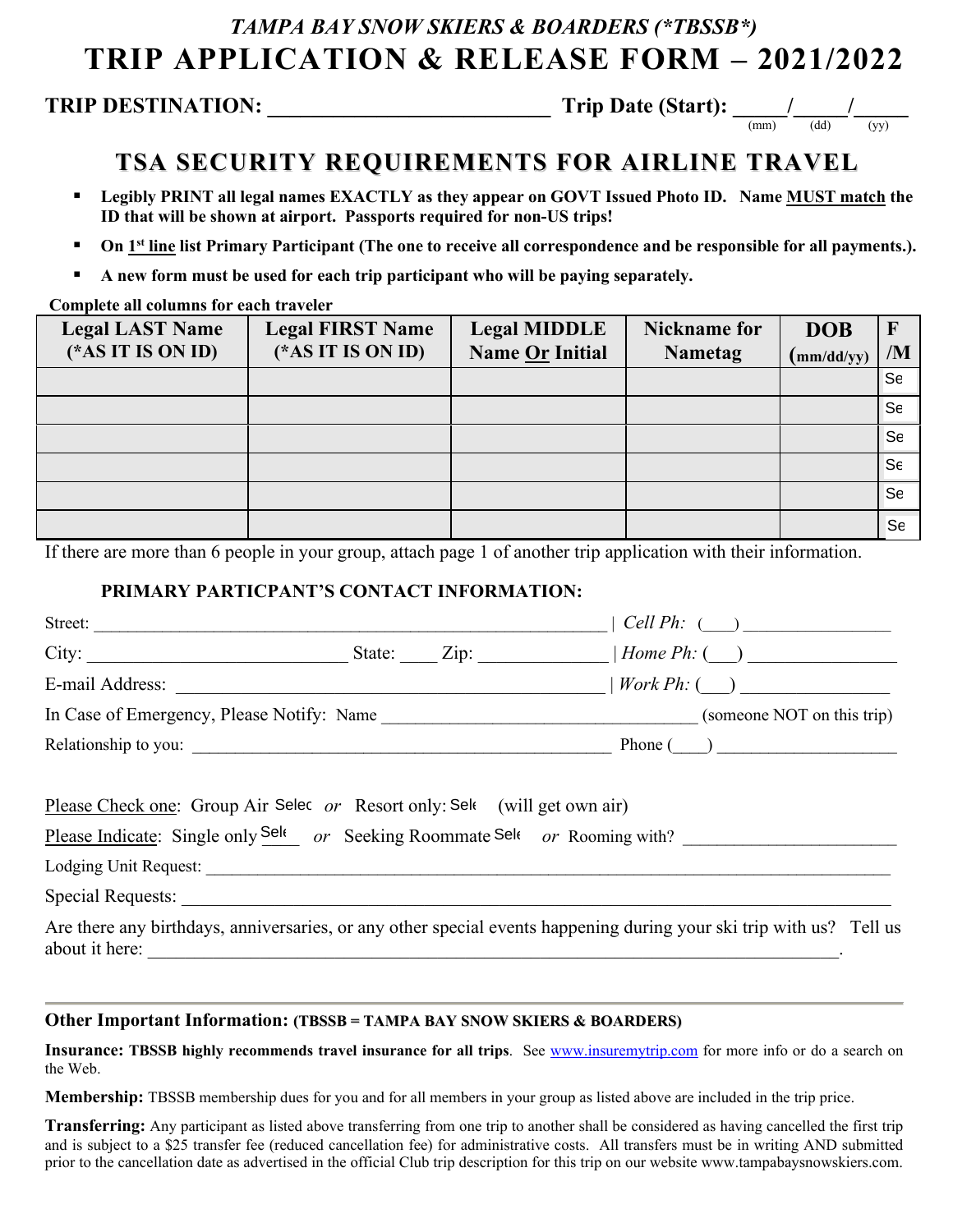*TAMPA BAY SNOW SKIERS & BOARDERS (*TBSSB*)*

# TRIP APPLICATION & RELEASE FORM – 2021/2022

**TRIP DESTINATION:** ___________________________ **Trip Date (Start):** _____/_____/_____
(mm) (dd) (yy)

## TSA SECURITY REQUIREMENTS FOR AIRLINE TRAVEL

- **Legibly PRINT all legal names EXACTLY as they appear on GOVT Issued Photo ID. Name MUST match the ID that will be shown at airport. Passports required for non-US trips!**
- **On 1st line list Primary Participant (The one to receive all correspondence and be responsible for all payments.).**
- **A new form must be used for each trip participant who will be paying separately.**

**Complete all columns for each traveler**

| Legal LAST Name (*AS IT IS ON ID) | Legal FIRST Name (*AS IT IS ON ID) | Legal MIDDLE Name Or Initial | Nickname for Nametag | DOB (mm/dd/yy) | F /M |
|---|---|---|---|---|---|
| | | | | | Se |
| | | | | | Se |
| | | | | | Se |
| | | | | | Se |
| | | | | | Se |
| | | | | | Se |

If there are more than 6 people in your group, attach page 1 of another trip application with their information.

**PRIMARY PARTICPANT'S CONTACT INFORMATION:**

Street: _____________________________________________ | *Cell Ph:* (___) ________________

City: ___________________________ State: ____ Zip: _____________ | *Home Ph:* (___) ________________

E-mail Address: _____________________________________________ | *Work Ph:* (___) ________________

In Case of Emergency, Please Notify: Name ___________________________________ (someone NOT on this trip)

Relationship to you: _____________________________________________ Phone (____) ____________________

Please Check one: Group Air Selec *or* Resort only: Sele (will get own air)

Please Indicate: Single only Sele *or* Seeking Roommate Sele *or* Rooming with? ________________________

Lodging Unit Request: ______________________________________________________________________________

Special Requests: ______________________________________________________________________________

Are there any birthdays, anniversaries, or any other special events happening during your ski trip with us? Tell us about it here: ______________________________________________________________________.

---

**Other Important Information: (TBSSB = TAMPA BAY SNOW SKIERS & BOARDERS)**

**Insurance: TBSSB highly recommends travel insurance for all trips**. See www.insuremytrip.com for more info or do a search on the Web.

**Membership:** TBSSB membership dues for you and for all members in your group as listed above are included in the trip price.

**Transferring:** Any participant as listed above transferring from one trip to another shall be considered as having cancelled the first trip and is subject to a $25 transfer fee (reduced cancellation fee) for administrative costs. All transfers must be in writing AND submitted prior to the cancellation date as advertised in the official Club trip description for this trip on our website www.tampabaysnowskiers.com.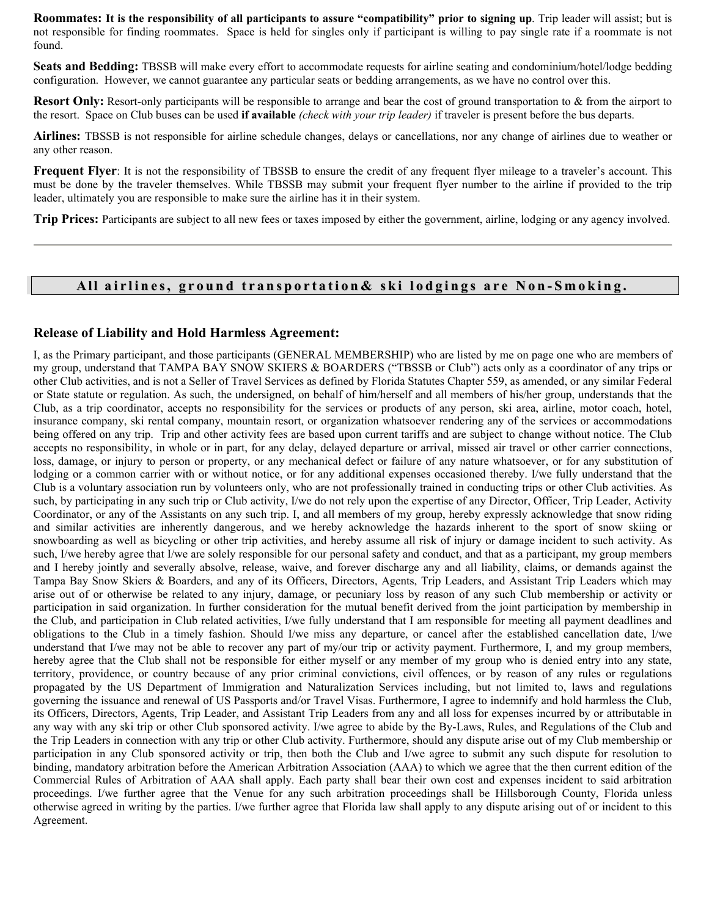**Roommates: It is the responsibility of all participants to assure "compatibility" prior to signing up**. Trip leader will assist; but is not responsible for finding roommates. Space is held for singles only if participant is willing to pay single rate if a roommate is not found.

**Seats and Bedding:** TBSSB will make every effort to accommodate requests for airline seating and condominium/hotel/lodge bedding configuration. However, we cannot guarantee any particular seats or bedding arrangements, as we have no control over this.

**Resort Only:** Resort-only participants will be responsible to arrange and bear the cost of ground transportation to & from the airport to the resort. Space on Club buses can be used **if available** *(check with your trip leader)* if traveler is present before the bus departs.

**Airlines:** TBSSB is not responsible for airline schedule changes, delays or cancellations, nor any change of airlines due to weather or any other reason.

**Frequent Flyer**: It is not the responsibility of TBSSB to ensure the credit of any frequent flyer mileage to a traveler's account. This must be done by the traveler themselves. While TBSSB may submit your frequent flyer number to the airline if provided to the trip leader, ultimately you are responsible to make sure the airline has it in their system.

**Trip Prices:** Participants are subject to all new fees or taxes imposed by either the government, airline, lodging or any agency involved.

---

**All airlines, ground transportation& ski lodgings are Non-Smoking.**

## Release of Liability and Hold Harmless Agreement:

I, as the Primary participant, and those participants (GENERAL MEMBERSHIP) who are listed by me on page one who are members of my group, understand that TAMPA BAY SNOW SKIERS & BOARDERS ("TBSSB or Club") acts only as a coordinator of any trips or other Club activities, and is not a Seller of Travel Services as defined by Florida Statutes Chapter 559, as amended, or any similar Federal or State statute or regulation. As such, the undersigned, on behalf of him/herself and all members of his/her group, understands that the Club, as a trip coordinator, accepts no responsibility for the services or products of any person, ski area, airline, motor coach, hotel, insurance company, ski rental company, mountain resort, or organization whatsoever rendering any of the services or accommodations being offered on any trip. Trip and other activity fees are based upon current tariffs and are subject to change without notice. The Club accepts no responsibility, in whole or in part, for any delay, delayed departure or arrival, missed air travel or other carrier connections, loss, damage, or injury to person or property, or any mechanical defect or failure of any nature whatsoever, or for any substitution of lodging or a common carrier with or without notice, or for any additional expenses occasioned thereby. I/we fully understand that the Club is a voluntary association run by volunteers only, who are not professionally trained in conducting trips or other Club activities. As such, by participating in any such trip or Club activity, I/we do not rely upon the expertise of any Director, Officer, Trip Leader, Activity Coordinator, or any of the Assistants on any such trip. I, and all members of my group, hereby expressly acknowledge that snow riding and similar activities are inherently dangerous, and we hereby acknowledge the hazards inherent to the sport of snow skiing or snowboarding as well as bicycling or other trip activities, and hereby assume all risk of injury or damage incident to such activity. As such, I/we hereby agree that I/we are solely responsible for our personal safety and conduct, and that as a participant, my group members and I hereby jointly and severally absolve, release, waive, and forever discharge any and all liability, claims, or demands against the Tampa Bay Snow Skiers & Boarders, and any of its Officers, Directors, Agents, Trip Leaders, and Assistant Trip Leaders which may arise out of or otherwise be related to any injury, damage, or pecuniary loss by reason of any such Club membership or activity or participation in said organization. In further consideration for the mutual benefit derived from the joint participation by membership in the Club, and participation in Club related activities, I/we fully understand that I am responsible for meeting all payment deadlines and obligations to the Club in a timely fashion. Should I/we miss any departure, or cancel after the established cancellation date, I/we understand that I/we may not be able to recover any part of my/our trip or activity payment. Furthermore, I, and my group members, hereby agree that the Club shall not be responsible for either myself or any member of my group who is denied entry into any state, territory, providence, or country because of any prior criminal convictions, civil offences, or by reason of any rules or regulations propagated by the US Department of Immigration and Naturalization Services including, but not limited to, laws and regulations governing the issuance and renewal of US Passports and/or Travel Visas. Furthermore, I agree to indemnify and hold harmless the Club, its Officers, Directors, Agents, Trip Leader, and Assistant Trip Leaders from any and all loss for expenses incurred by or attributable in any way with any ski trip or other Club sponsored activity. I/we agree to abide by the By-Laws, Rules, and Regulations of the Club and the Trip Leaders in connection with any trip or other Club activity. Furthermore, should any dispute arise out of my Club membership or participation in any Club sponsored activity or trip, then both the Club and I/we agree to submit any such dispute for resolution to binding, mandatory arbitration before the American Arbitration Association (AAA) to which we agree that the then current edition of the Commercial Rules of Arbitration of AAA shall apply. Each party shall bear their own cost and expenses incident to said arbitration proceedings. I/we further agree that the Venue for any such arbitration proceedings shall be Hillsborough County, Florida unless otherwise agreed in writing by the parties. I/we further agree that Florida law shall apply to any dispute arising out of or incident to this Agreement.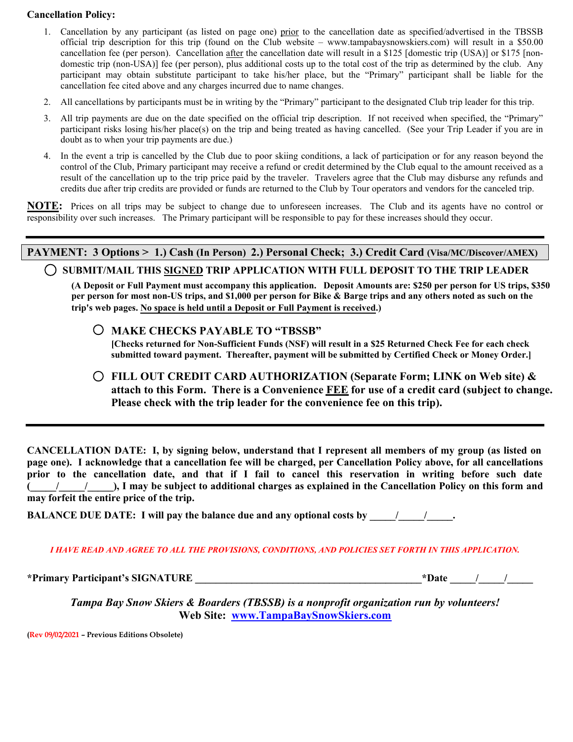**Cancellation Policy:**

1. Cancellation by any participant (as listed on page one) prior to the cancellation date as specified/advertised in the TBSSB official trip description for this trip (found on the Club website – www.tampabaysnowskiers.com) will result in a $50.00 cancellation fee (per person). Cancellation after the cancellation date will result in a $125 [domestic trip (USA)] or $175 [non-domestic trip (non-USA)] fee (per person), plus additional costs up to the total cost of the trip as determined by the club. Any participant may obtain substitute participant to take his/her place, but the "Primary" participant shall be liable for the cancellation fee cited above and any charges incurred due to name changes.
2. All cancellations by participants must be in writing by the "Primary" participant to the designated Club trip leader for this trip.
3. All trip payments are due on the date specified on the official trip description. If not received when specified, the "Primary" participant risks losing his/her place(s) on the trip and being treated as having cancelled. (See your Trip Leader if you are in doubt as to when your trip payments are due.)
4. In the event a trip is cancelled by the Club due to poor skiing conditions, a lack of participation or for any reason beyond the control of the Club, Primary participant may receive a refund or credit determined by the Club equal to the amount received as a result of the cancellation up to the trip price paid by the traveler. Travelers agree that the Club may disburse any refunds and credits due after trip credits are provided or funds are returned to the Club by Tour operators and vendors for the canceled trip.

**NOTE:** Prices on all trips may be subject to change due to unforeseen increases. The Club and its agents have no control or responsibility over such increases. The Primary participant will be responsible to pay for these increases should they occur.

---

**PAYMENT: 3 Options > 1.) Cash (In Person) 2.) Personal Check; 3.) Credit Card (Visa/MC/Discover/AMEX)**

◯ **SUBMIT/MAIL THIS SIGNED TRIP APPLICATION WITH FULL DEPOSIT TO THE TRIP LEADER**

**(A Deposit or Full Payment must accompany this application. Deposit Amounts are: $250 per person for US trips, $350 per person for most non-US trips, and $1,000 per person for Bike & Barge trips and any others noted as such on the trip's web pages. No space is held until a Deposit or Full Payment is received.)**

◯ **MAKE CHECKS PAYABLE TO "TBSSB"**

**[Checks returned for Non-Sufficient Funds (NSF) will result in a $25 Returned Check Fee for each check submitted toward payment. Thereafter, payment will be submitted by Certified Check or Money Order.]**

◯ **FILL OUT CREDIT CARD AUTHORIZATION (Separate Form; LINK on Web site) & attach to this Form. There is a Convenience FEE for use of a credit card (subject to change. Please check with the trip leader for the convenience fee on this trip).**

---

**CANCELLATION DATE: I, by signing below, understand that I represent all members of my group (as listed on page one). I acknowledge that a cancellation fee will be charged, per Cancellation Policy above, for all cancellations prior to the cancellation date, and that if I fail to cancel this reservation in writing before such date (_____/_____/_____), I may be subject to additional charges as explained in the Cancellation Policy on this form and may forfeit the entire price of the trip.**

**BALANCE DUE DATE: I will pay the balance due and any optional costs by _____/_____/_____.**

***I HAVE READ AND AGREE TO ALL THE PROVISIONS, CONDITIONS, AND POLICIES SET FORTH IN THIS APPLICATION.***

**\*Primary Participant's SIGNATURE ______________________________________________ \*Date _____/_____/_____**

***Tampa Bay Snow Skiers & Boarders (TBSSB) is a nonprofit organization run by volunteers!***

**Web Site: www.TampaBaySnowSkiers.com**

**(Rev 09/02/2021 – Previous Editions Obsolete)**